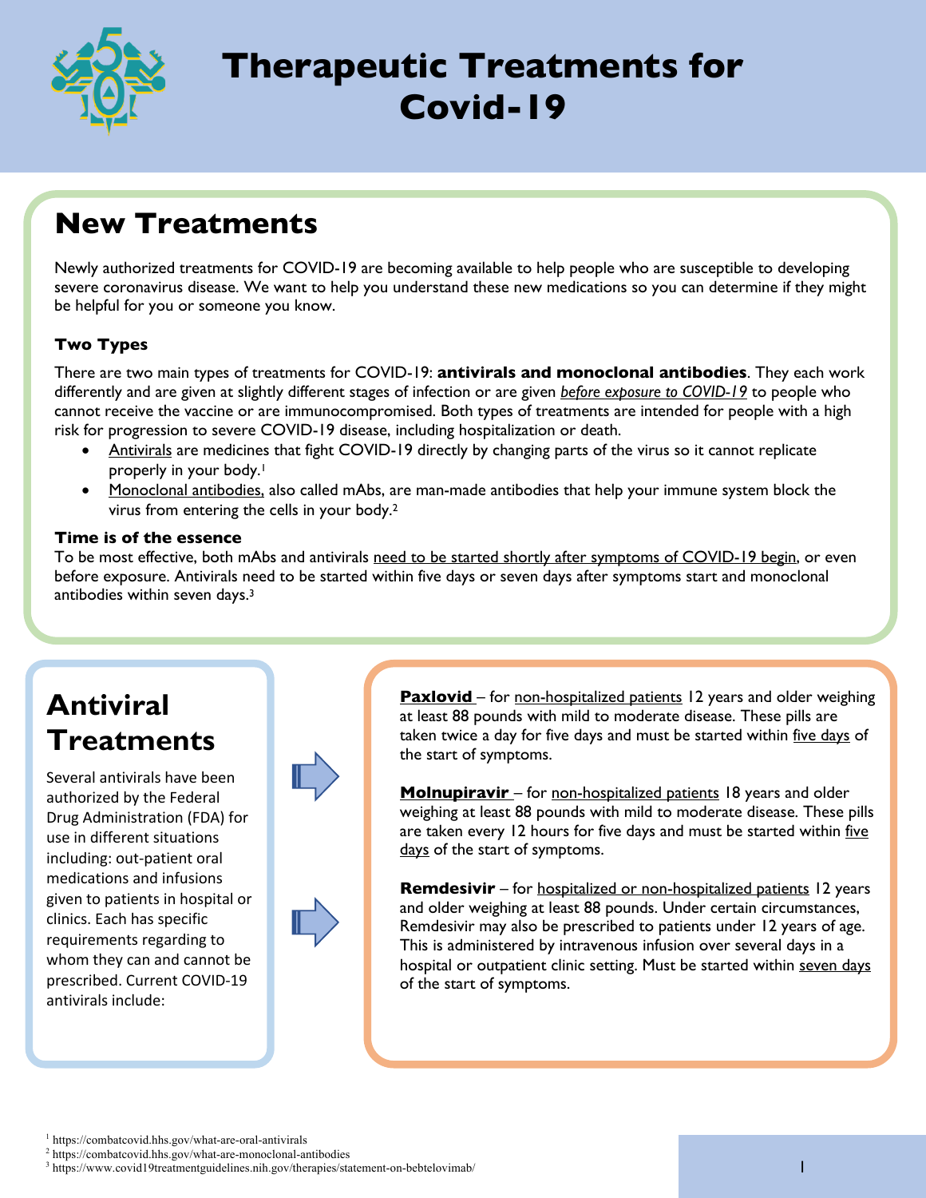# Therapeutic Treatments for Covid-19

## New Treatments

Newly authorized treatments for COVID-19 are becoming available to help people who are susceptible to developing severe coronavirus disease. We want to help you understand these new medications so you can determine if they might be helpful for you or someone you know.

### Two Types

There are two main types of treatments for COVID-19: **antivirals and monoclonal antibodies**. They each work differently and are given at slightly different stages of infection or are given *before exposure to COVID-19* to people who cannot receive the vaccine or are immunocompromised. Both types of treatments are intended for people with a high risk for progression to severe COVID-19 disease, including hospitalization or death.

- Antivirals are medicines that fight COVID-19 directly by changing parts of the virus so it cannot replicate properly in your body.[1]
- Monoclonal antibodies, also called mAbs, are man-made antibodies that help your immune system block the virus from entering the cells in your body.[2]

### Time is of the essence

To be most effective, both mAbs and antivirals need to be started shortly after symptoms of COVID-19 begin, or even before exposure. Antivirals need to be started within five days or seven days after symptoms start and monoclonal antibodies within seven days.[3]

## Antiviral Treatments

Several antivirals have been authorized by the Federal Drug Administration (FDA) for use in different situations including: out-patient oral medications and infusions given to patients in hospital or clinics. Each has specific requirements regarding to whom they can and cannot be prescribed. Current COVID-19 antivirals include:

**Paxlovid** – for non-hospitalized patients 12 years and older weighing at least 88 pounds with mild to moderate disease. These pills are taken twice a day for five days and must be started within five days of the start of symptoms.

**Molnupiravir** – for non-hospitalized patients 18 years and older weighing at least 88 pounds with mild to moderate disease. These pills are taken every 12 hours for five days and must be started within five days of the start of symptoms.

**Remdesivir** – for hospitalized or non-hospitalized patients 12 years and older weighing at least 88 pounds. Under certain circumstances, Remdesivir may also be prescribed to patients under 12 years of age. This is administered by intravenous infusion over several days in a hospital or outpatient clinic setting. Must be started within seven days of the start of symptoms.

[1] https://combatcovid.hhs.gov/what-are-oral-antivirals

[2] https://combatcovid.hhs.gov/what-are-monoclonal-antibodies

[3] https://www.covid19treatmentguidelines.nih.gov/therapies/statement-on-bebtelovimab/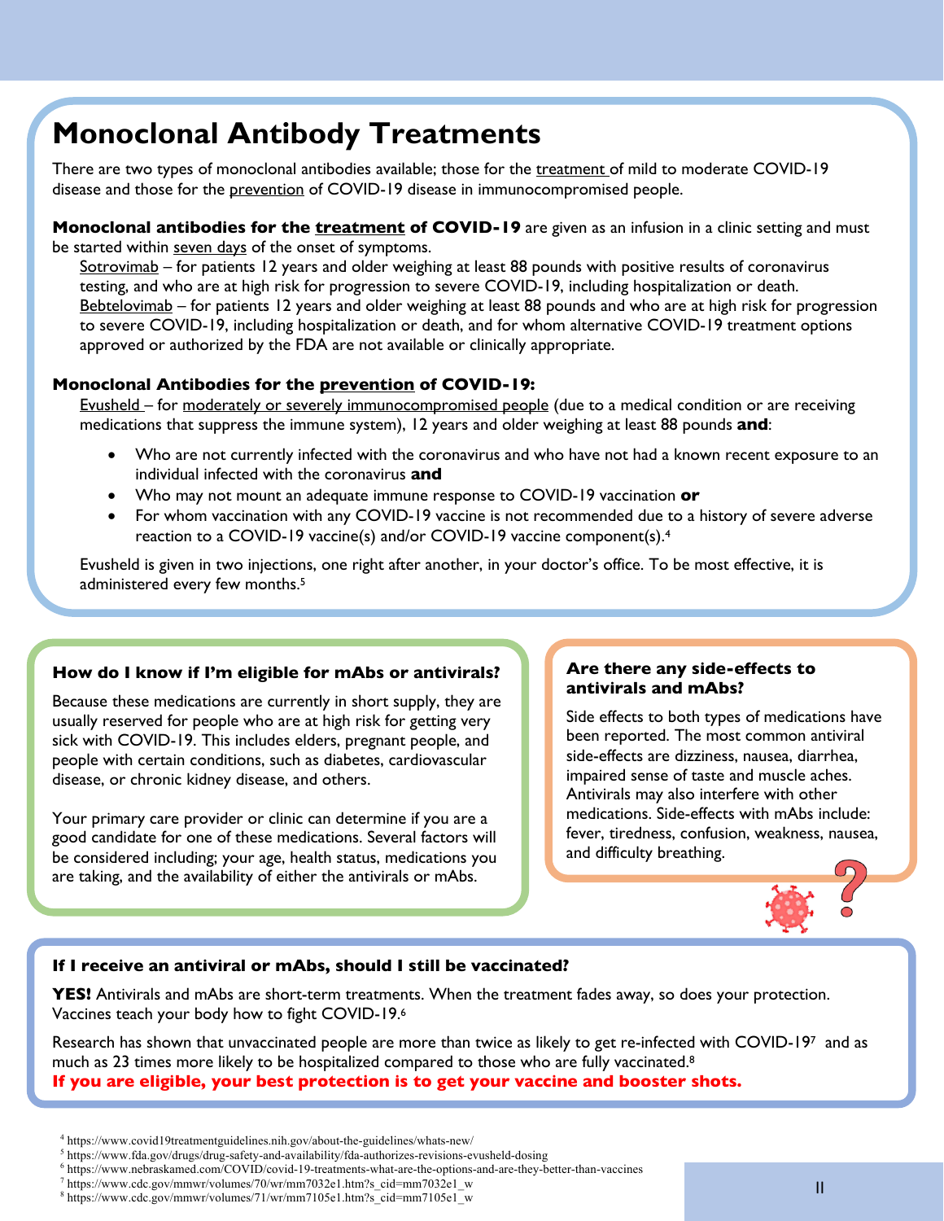# Monoclonal Antibody Treatments

There are two types of monoclonal antibodies available; those for the treatment of mild to moderate COVID-19 disease and those for the prevention of COVID-19 disease in immunocompromised people.

**Monoclonal antibodies for the treatment of COVID-19** are given as an infusion in a clinic setting and must be started within seven days of the onset of symptoms.

Sotrovimab – for patients 12 years and older weighing at least 88 pounds with positive results of coronavirus testing, and who are at high risk for progression to severe COVID-19, including hospitalization or death.

Bebtelovimab – for patients 12 years and older weighing at least 88 pounds and who are at high risk for progression to severe COVID-19, including hospitalization or death, and for whom alternative COVID-19 treatment options approved or authorized by the FDA are not available or clinically appropriate.

**Monoclonal Antibodies for the prevention of COVID-19:**

Evusheld – for moderately or severely immunocompromised people (due to a medical condition or are receiving medications that suppress the immune system), 12 years and older weighing at least 88 pounds **and**:

- Who are not currently infected with the coronavirus and who have not had a known recent exposure to an individual infected with the coronavirus **and**
- Who may not mount an adequate immune response to COVID-19 vaccination **or**
- For whom vaccination with any COVID-19 vaccine is not recommended due to a history of severe adverse reaction to a COVID-19 vaccine(s) and/or COVID-19 vaccine component(s).[4]

Evusheld is given in two injections, one right after another, in your doctor's office. To be most effective, it is administered every few months.[5]

### How do I know if I'm eligible for mAbs or antivirals?

Because these medications are currently in short supply, they are usually reserved for people who are at high risk for getting very sick with COVID-19. This includes elders, pregnant people, and people with certain conditions, such as diabetes, cardiovascular disease, or chronic kidney disease, and others.

Your primary care provider or clinic can determine if you are a good candidate for one of these medications. Several factors will be considered including; your age, health status, medications you are taking, and the availability of either the antivirals or mAbs.

### Are there any side-effects to antivirals and mAbs?

Side effects to both types of medications have been reported. The most common antiviral side-effects are dizziness, nausea, diarrhea, impaired sense of taste and muscle aches. Antivirals may also interfere with other medications. Side-effects with mAbs include: fever, tiredness, confusion, weakness, nausea, and difficulty breathing.

### If I receive an antiviral or mAbs, should I still be vaccinated?

**YES!** Antivirals and mAbs are short-term treatments. When the treatment fades away, so does your protection. Vaccines teach your body how to fight COVID-19.[6]

Research has shown that unvaccinated people are more than twice as likely to get re-infected with COVID-19[7] and as much as 23 times more likely to be hospitalized compared to those who are fully vaccinated.[8]

**If you are eligible, your best protection is to get your vaccine and booster shots.**

---

[4] https://www.covid19treatmentguidelines.nih.gov/about-the-guidelines/whats-new/
[5] https://www.fda.gov/drugs/drug-safety-and-availability/fda-authorizes-revisions-evusheld-dosing
[6] https://www.nebraskamed.com/COVID/covid-19-treatments-what-are-the-options-and-are-they-better-than-vaccines
[7] https://www.cdc.gov/mmwr/volumes/70/wr/mm7032e1.htm?s_cid=mm7032e1_w
[8] https://www.cdc.gov/mmwr/volumes/71/wr/mm7105e1.htm?s_cid=mm7105e1_w